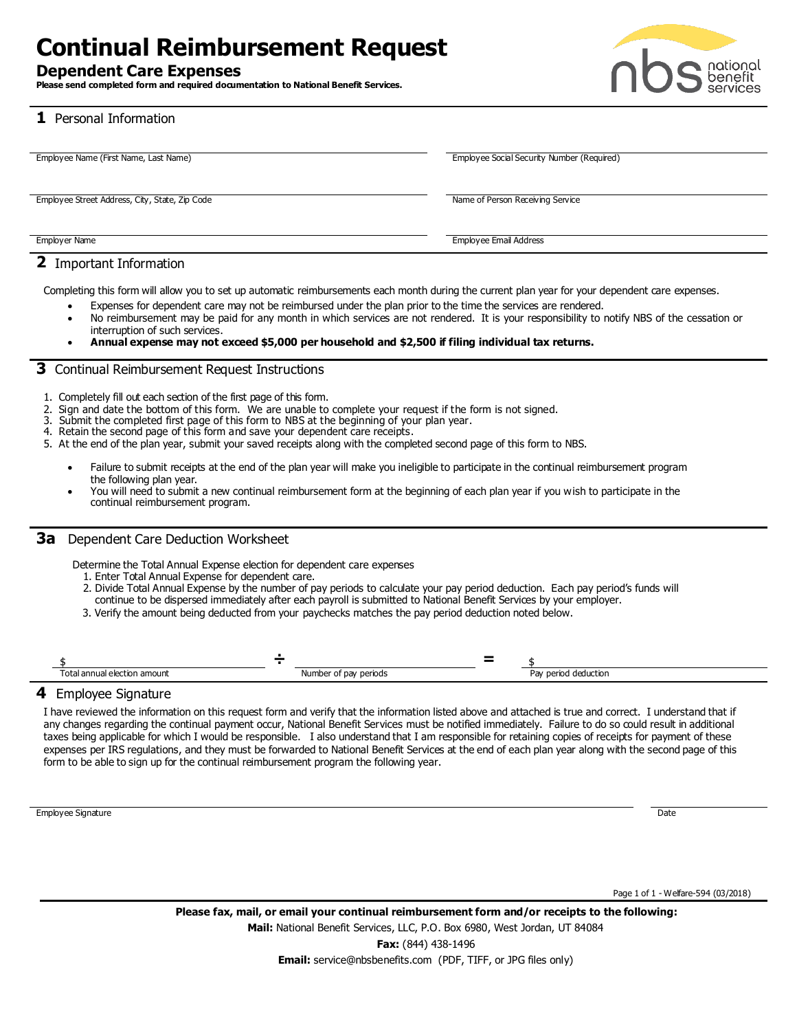# Continual Reimbursement Request

## Dependent Care Expenses

**Please send completed form and required documentation to National Benefit Services.**

## 1 Personal Information

Employee Name (First Name, Last Name)

Employee Social Security Number (Required)

Employee Street Address, City, State, Zip Code

Name of Person Receiving Service

Employer Name

Employee Email Address

## 2 Important Information

Completing this form will allow you to set up automatic reimbursements each month during the current plan year for your dependent care expenses.

- Expenses for dependent care may not be reimbursed under the plan prior to the time the services are rendered.
- No reimbursement may be paid for any month in which services are not rendered. It is your responsibility to notify NBS of the cessation or interruption of such services.
- **Annual expense may not exceed $5,000 per household and $2,500 if filing individual tax returns.**

## 3 Continual Reimbursement Request Instructions

1. Completely fill out each section of the first page of this form.
2. Sign and date the bottom of this form. We are unable to complete your request if the form is not signed.
3. Submit the completed first page of this form to NBS at the beginning of your plan year.
4. Retain the second page of this form and save your dependent care receipts.
5. At the end of the plan year, submit your saved receipts along with the completed second page of this form to NBS.

- Failure to submit receipts at the end of the plan year will make you ineligible to participate in the continual reimbursement program the following plan year.
- You will need to submit a new continual reimbursement form at the beginning of each plan year if you wish to participate in the continual reimbursement program.

## 3a Dependent Care Deduction Worksheet

Determine the Total Annual Expense election for dependent care expenses

1. Enter Total Annual Expense for dependent care.
2. Divide Total Annual Expense by the number of pay periods to calculate your pay period deduction. Each pay period's funds will continue to be dispersed immediately after each payroll is submitted to National Benefit Services by your employer.
3. Verify the amount being deducted from your paychecks matches the pay period deduction noted below.

| $ | ÷ | | = | $ |
|---|---|---|---|---|
| Total annual election amount | | Number of pay periods | | Pay period deduction |

## 4 Employee Signature

I have reviewed the information on this request form and verify that the information listed above and attached is true and correct. I understand that if any changes regarding the continual payment occur, National Benefit Services must be notified immediately. Failure to do so could result in additional taxes being applicable for which I would be responsible. I also understand that I am responsible for retaining copies of receipts for payment of these expenses per IRS regulations, and they must be forwarded to National Benefit Services at the end of each plan year along with the second page of this form to be able to sign up for the continual reimbursement program the following year.

Employee Signature

Date

Welfare-594 (03/2018)

**Please fax, mail, or email your continual reimbursement form and/or receipts to the following:**

**Mail:** National Benefit Services, LLC, P.O. Box 6980, West Jordan, UT 84084

**Fax:** (844) 438-1496

**Email:** service@nbsbenefits.com (PDF, TIFF, or JPG files only)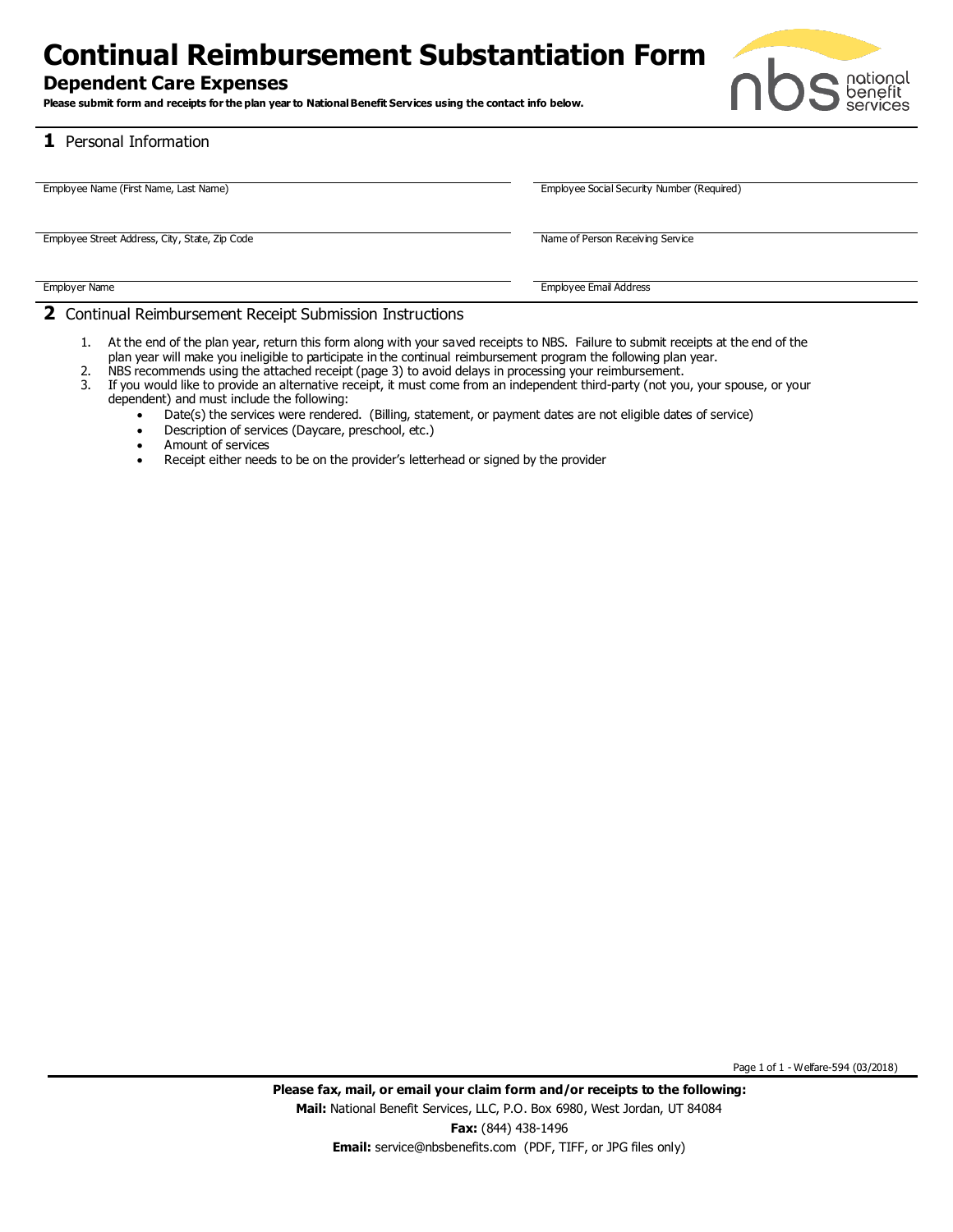# Continual Reimbursement Substantiation Form

## Dependent Care Expenses

**Please submit form and receipts for the plan year to National Benefit Services using the contact info below.**

## 1 Personal Information

| | |
|---|---|
| Employee Name (First Name, Last Name) | Employee Social Security Number (Required) |
| Employee Street Address, City, State, Zip Code | Name of Person Receiving Service |
| Employer Name | Employee Email Address |

## 2 Continual Reimbursement Receipt Submission Instructions

1. At the end of the plan year, return this form along with your saved receipts to NBS. Failure to submit receipts at the end of the plan year will make you ineligible to participate in the continual reimbursement program the following plan year.
2. NBS recommends using the attached receipt (page 3) to avoid delays in processing your reimbursement.
3. If you would like to provide an alternative receipt, it must come from an independent third-party (not you, your spouse, or your dependent) and must include the following:
   - Date(s) the services were rendered. (Billing, statement, or payment dates are not eligible dates of service)
   - Description of services (Daycare, preschool, etc.)
   - Amount of services
   - Receipt either needs to be on the provider's letterhead or signed by the provider

Welfare-594 (03/2018)

**Please fax, mail, or email your claim form and/or receipts to the following:**

**Mail:** National Benefit Services, LLC, P.O. Box 6980, West Jordan, UT 84084

**Fax:** (844) 438-1496

**Email:** service@nbsbenefits.com (PDF, TIFF, or JPG files only)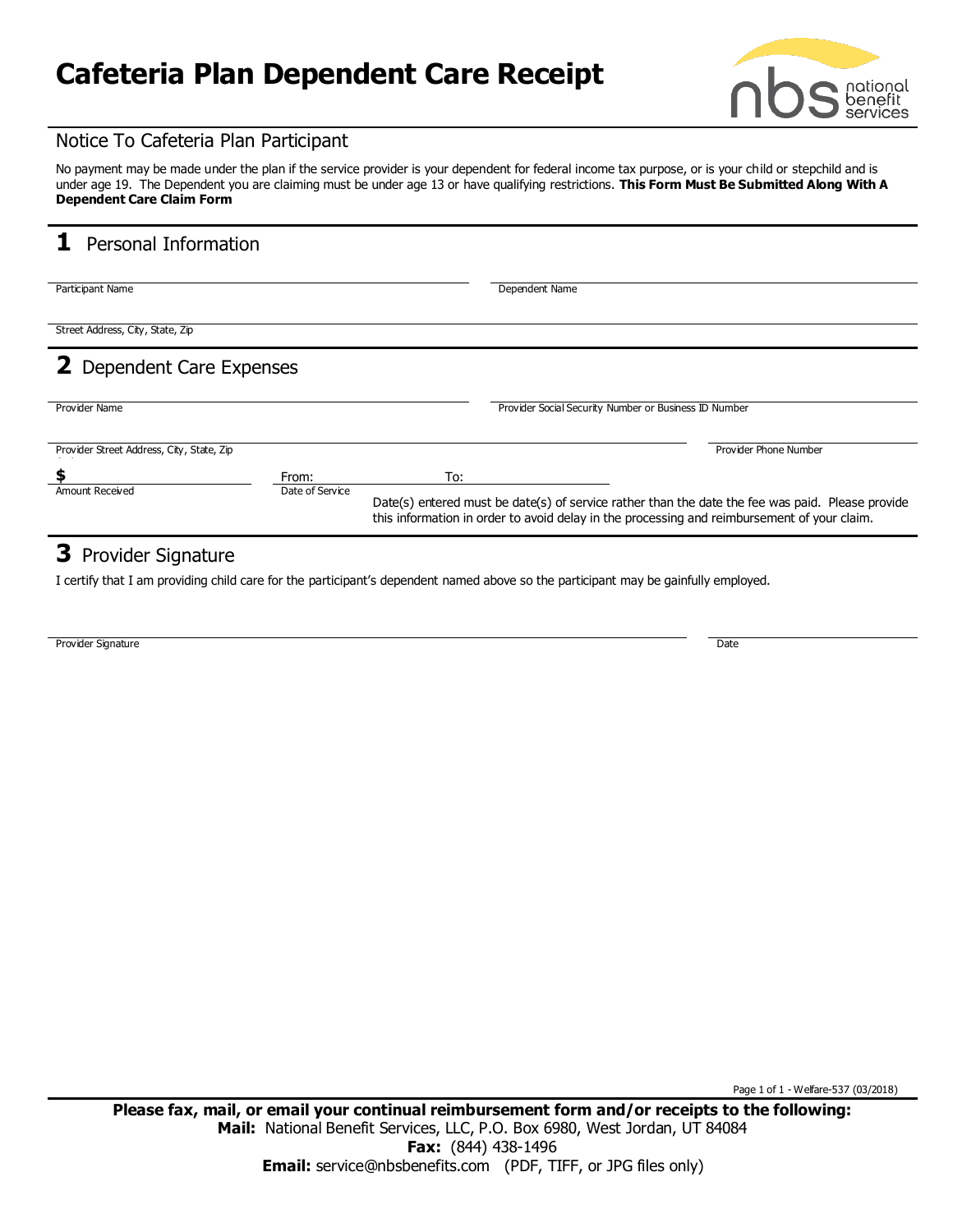# Cafeteria Plan Dependent Care Receipt

national benefit services

## Notice To Cafeteria Plan Participant

No payment may be made under the plan if the service provider is your dependent for federal income tax purpose, or is your child or stepchild and is under age 19. The Dependent you are claiming must be under age 13 or have qualifying restrictions. **This Form Must Be Submitted Along With A Dependent Care Claim Form**

## 1 Personal Information

Participant Name

Dependent Name

Street Address, City, State, Zip

## 2 Dependent Care Expenses

Provider Name

Provider Social Security Number or Business ID Number

Provider Street Address, City, State, Zip

Provider Phone Number

$

Amount Received

From: To:

Date of Service

Date(s) entered must be date(s) of service rather than the date the fee was paid. Please provide this information in order to avoid delay in the processing and reimbursement of your claim.

## 3 Provider Signature

I certify that I am providing child care for the participant's dependent named above so the participant may be gainfully employed.

Provider Signature

Date

Welfare-537 (03/2018)

**Please fax, mail, or email your continual reimbursement form and/or receipts to the following:**

**Mail:** National Benefit Services, LLC, P.O. Box 6980, West Jordan, UT 84084

**Fax:** (844) 438-1496

**Email:** service@nbsbenefits.com (PDF, TIFF, or JPG files only)